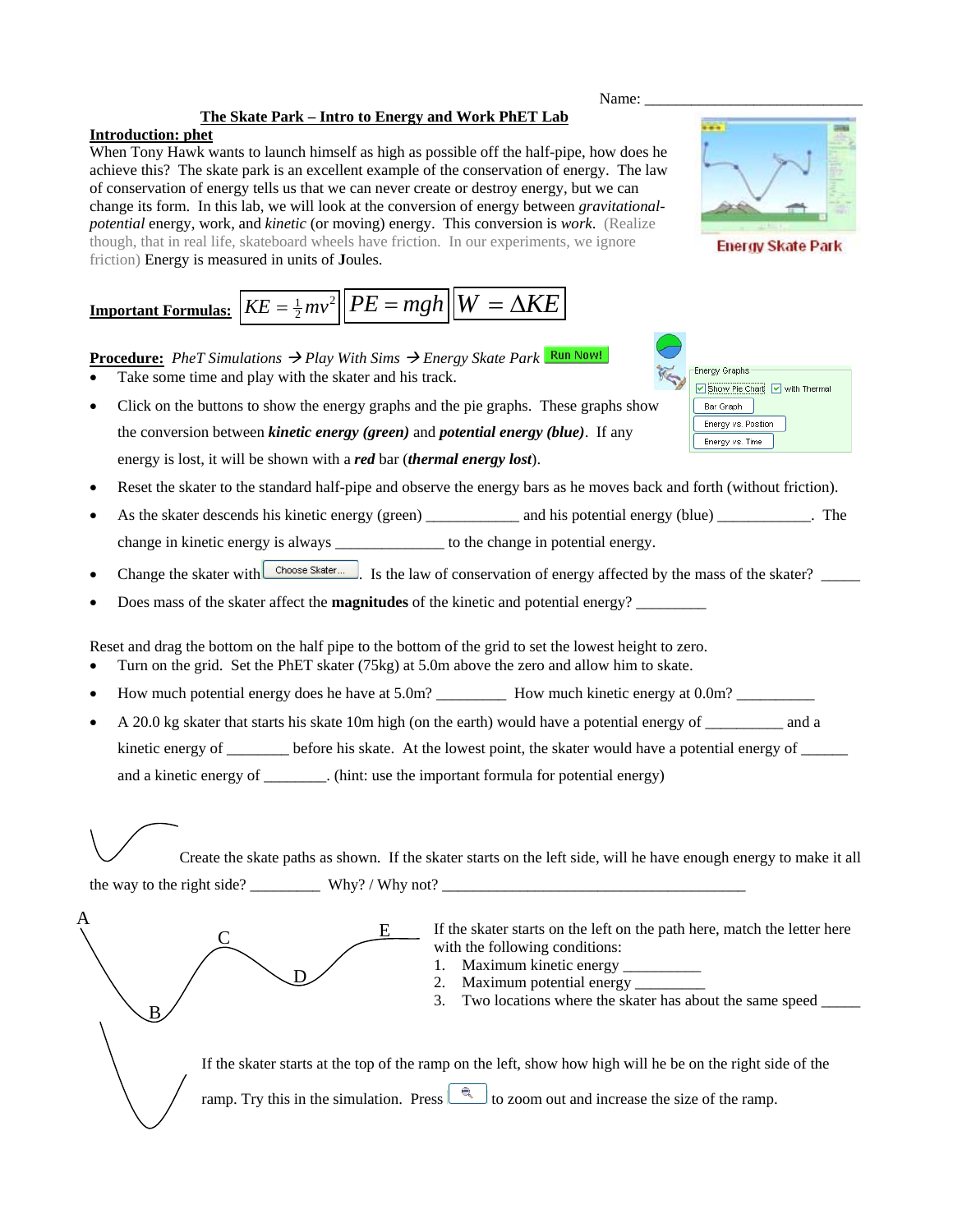Name: ______________________________

## The Skate Park – Intro to Energy and Work PhET Lab

**Introduction: phet**

When Tony Hawk wants to launch himself as high as possible off the half-pipe, how does he achieve this? The skate park is an excellent example of the conservation of energy. The law of conservation of energy tells us that we can never create or destroy energy, but we can change its form. In this lab, we will look at the conversion of energy between *gravitational-potential* energy, work, and *kinetic* (or moving) energy. This conversion is *work*. (Realize though, that in real life, skateboard wheels have friction. In our experiments, we ignore friction) Energy is measured in units of **J**oules.

Energy Skate Park

**Important Formulas:** $KE = \frac{1}{2}mv^2$ $PE = mgh$ $W = \Delta KE$

**Procedure:** *PheT Simulations → Play With Sims → Energy Skate Park* Run Now!

- Take some time and play with the skater and his track.
- Click on the buttons to show the energy graphs and the pie graphs. These graphs show the conversion between ***kinetic energy (green)*** and ***potential energy (blue)***. If any energy is lost, it will be shown with a ***red*** bar (***thermal energy lost***).
- Reset the skater to the standard half-pipe and observe the energy bars as he moves back and forth (without friction).
- As the skater descends his kinetic energy (green) ____________ and his potential energy (blue) ____________. The change in kinetic energy is always ______________ to the change in potential energy.
- Change the skater with Choose Skater... . Is the law of conservation of energy affected by the mass of the skater? _____
- Does mass of the skater affect the **magnitudes** of the kinetic and potential energy? _________

Energy Graphs: Show Pie Chart, with Thermal, Bar Graph, Energy vs. Position, Energy vs. Time

Reset and drag the bottom on the half pipe to the bottom of the grid to set the lowest height to zero.

- Turn on the grid. Set the PhET skater (75kg) at 5.0m above the zero and allow him to skate.
- How much potential energy does he have at 5.0m? _________ How much kinetic energy at 0.0m? __________
- A 20.0 kg skater that starts his skate 10m high (on the earth) would have a potential energy of __________ and a kinetic energy of ________ before his skate. At the lowest point, the skater would have a potential energy of ______ and a kinetic energy of ________. (hint: use the important formula for potential energy)

Create the skate paths as shown. If the skater starts on the left side, will he have enough energy to make it all the way to the right side? _________ Why? / Why not? ________________________________________

A, B, C, D, E

If the skater starts on the left on the path here, match the letter here with the following conditions:

1. Maximum kinetic energy __________
2. Maximum potential energy _________
3. Two locations where the skater has about the same speed _____

If the skater starts at the top of the ramp on the left, show how high will he be on the right side of the ramp. Try this in the simulation. Press [zoom button] to zoom out and increase the size of the ramp.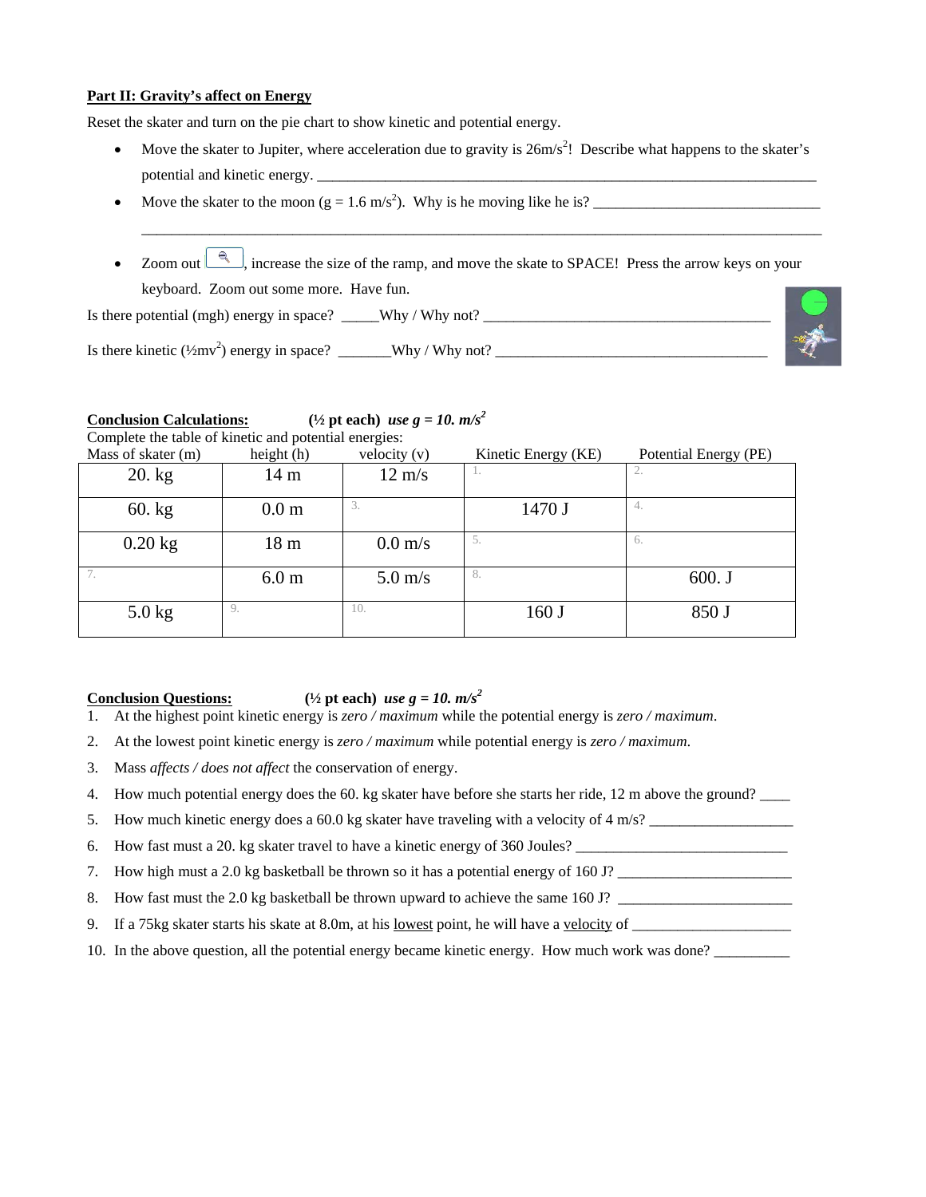**Part II: Gravity's affect on Energy**

Reset the skater and turn on the pie chart to show kinetic and potential energy.

- Move the skater to Jupiter, where acceleration due to gravity is $26 m/s^2$! Describe what happens to the skater's potential and kinetic energy. ______________________________________________________________________
- Move the skater to the moon ($g = 1.6 m/s^2$). Why is he moving like he is? ______________________________ ______________________________________________________________________________________________
- Zoom out [zoom icon], increase the size of the ramp, and move the skate to SPACE! Press the arrow keys on your keyboard. Zoom out some more. Have fun.

Is there potential (mgh) energy in space? _____Why / Why not? _______________________________________

Is there kinetic ($\frac{1}{2}mv^2$) energy in space? _______Why / Why not? _____________________________________

**Conclusion Calculations:** **(½ pt each)** ***use $g = 10. m/s^2$***

Complete the table of kinetic and potential energies:

| Mass of skater (m) | height (h) | velocity (v) | Kinetic Energy (KE) | Potential Energy (PE) |
|---|---|---|---|---|
| 20. kg | 14 m | 12 m/s | 1. | 2. |
| 60. kg | 0.0 m | 3. | 1470 J | 4. |
| 0.20 kg | 18 m | 0.0 m/s | 5. | 6. |
| 7. | 6.0 m | 5.0 m/s | 8. | 600. J |
| 5.0 kg | 9. | 10. | 160 J | 850 J |

**Conclusion Questions:** **(½ pt each)** ***use $g = 10. m/s^2$***

1. At the highest point kinetic energy is *zero / maximum* while the potential energy is *zero / maximum*.
2. At the lowest point kinetic energy is *zero / maximum* while potential energy is *zero / maximum*.
3. Mass *affects / does not affect* the conservation of energy.
4. How much potential energy does the 60. kg skater have before she starts her ride, 12 m above the ground? ____
5. How much kinetic energy does a 60.0 kg skater have traveling with a velocity of 4 m/s? ___________________
6. How fast must a 20. kg skater travel to have a kinetic energy of 360 Joules? ____________________________
7. How high must a 2.0 kg basketball be thrown so it has a potential energy of 160 J? _______________________
8. How fast must the 2.0 kg basketball be thrown upward to achieve the same 160 J? _______________________
9. If a 75kg skater starts his skate at 8.0m, at his lowest point, he will have a velocity of _____________________
10. In the above question, all the potential energy became kinetic energy. How much work was done? __________